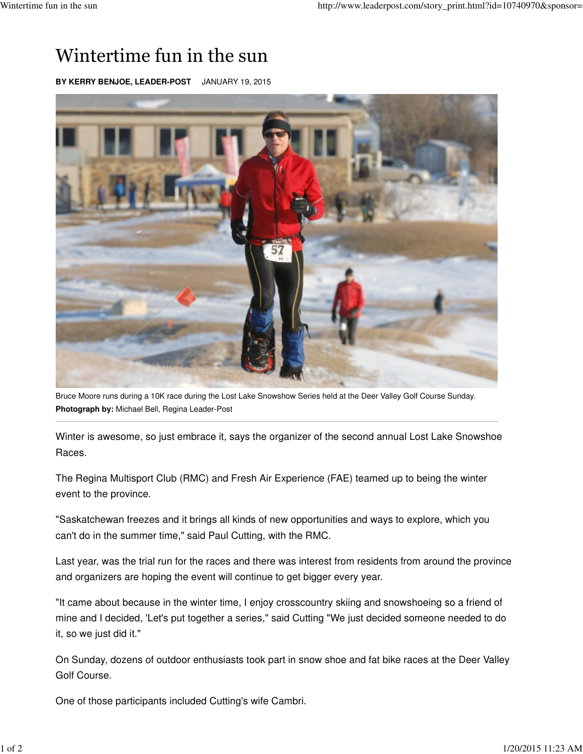# Wintertime fun in the sun

**BY KERRY BENJOE, LEADER-POST** JANUARY 19, 2015

Bruce Moore runs during a 10K race during the Lost Lake Snowshow Series held at the Deer Valley Golf Course Sunday.
**Photograph by:** Michael Bell, Regina Leader-Post

Winter is awesome, so just embrace it, says the organizer of the second annual Lost Lake Snowshoe Races.

The Regina Multisport Club (RMC) and Fresh Air Experience (FAE) teamed up to being the winter event to the province.

"Saskatchewan freezes and it brings all kinds of new opportunities and ways to explore, which you can't do in the summer time," said Paul Cutting, with the RMC.

Last year, was the trial run for the races and there was interest from residents from around the province and organizers are hoping the event will continue to get bigger every year.

"It came about because in the winter time, I enjoy crosscountry skiing and snowshoeing so a friend of mine and I decided, 'Let's put together a series," said Cutting "We just decided someone needed to do it, so we just did it."

On Sunday, dozens of outdoor enthusiasts took part in snow shoe and fat bike races at the Deer Valley Golf Course.

One of those participants included Cutting's wife Cambri.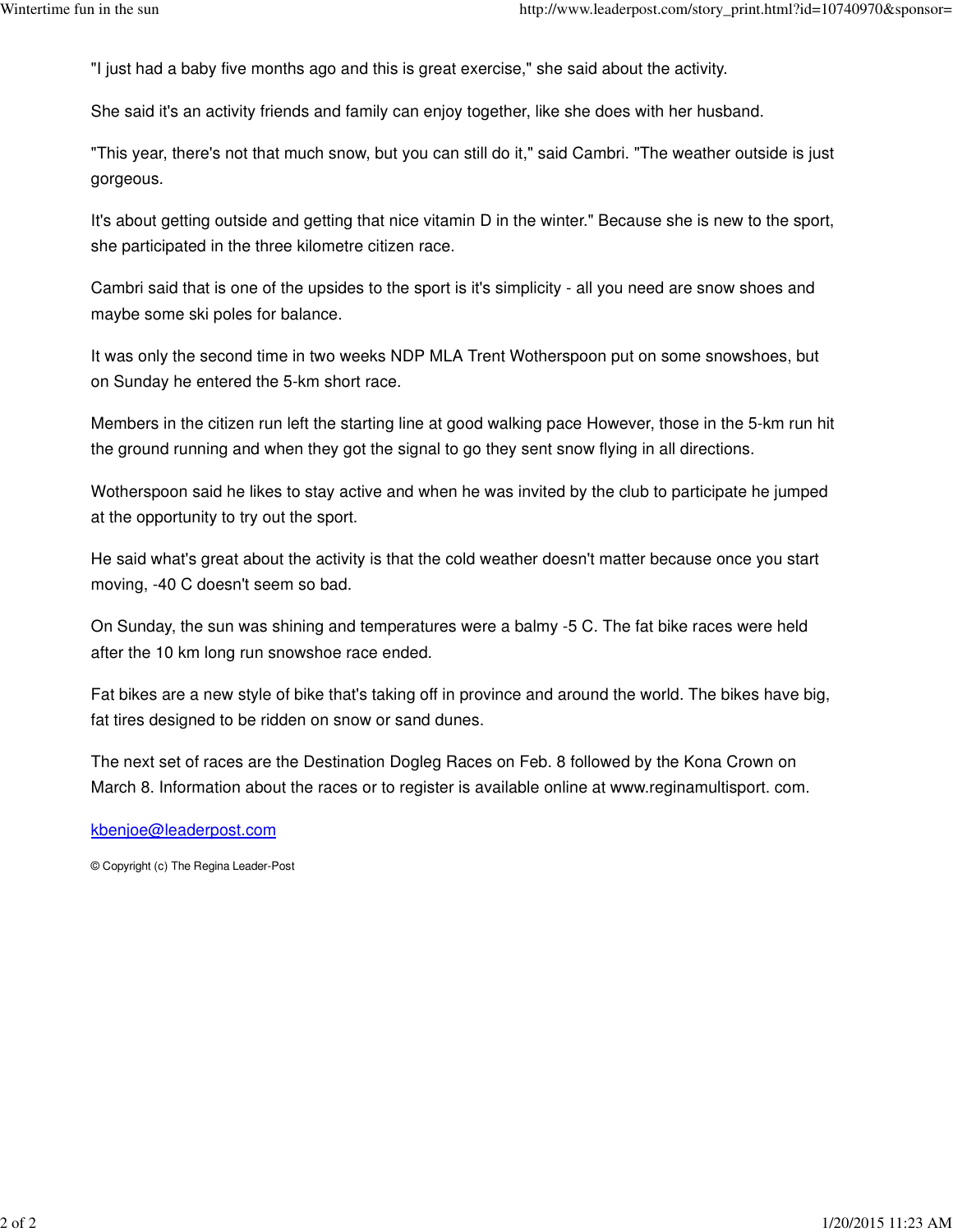"I just had a baby five months ago and this is great exercise," she said about the activity.

She said it's an activity friends and family can enjoy together, like she does with her husband.

"This year, there's not that much snow, but you can still do it," said Cambri. "The weather outside is just gorgeous.

It's about getting outside and getting that nice vitamin D in the winter." Because she is new to the sport, she participated in the three kilometre citizen race.

Cambri said that is one of the upsides to the sport is it's simplicity - all you need are snow shoes and maybe some ski poles for balance.

It was only the second time in two weeks NDP MLA Trent Wotherspoon put on some snowshoes, but on Sunday he entered the 5-km short race.

Members in the citizen run left the starting line at good walking pace However, those in the 5-km run hit the ground running and when they got the signal to go they sent snow flying in all directions.

Wotherspoon said he likes to stay active and when he was invited by the club to participate he jumped at the opportunity to try out the sport.

He said what's great about the activity is that the cold weather doesn't matter because once you start moving, -40 C doesn't seem so bad.

On Sunday, the sun was shining and temperatures were a balmy -5 C. The fat bike races were held after the 10 km long run snowshoe race ended.

Fat bikes are a new style of bike that's taking off in province and around the world. The bikes have big, fat tires designed to be ridden on snow or sand dunes.

The next set of races are the Destination Dogleg Races on Feb. 8 followed by the Kona Crown on March 8. Information about the races or to register is available online at www.reginamultisport. com.

kbenjoe@leaderpost.com

© Copyright (c) The Regina Leader-Post